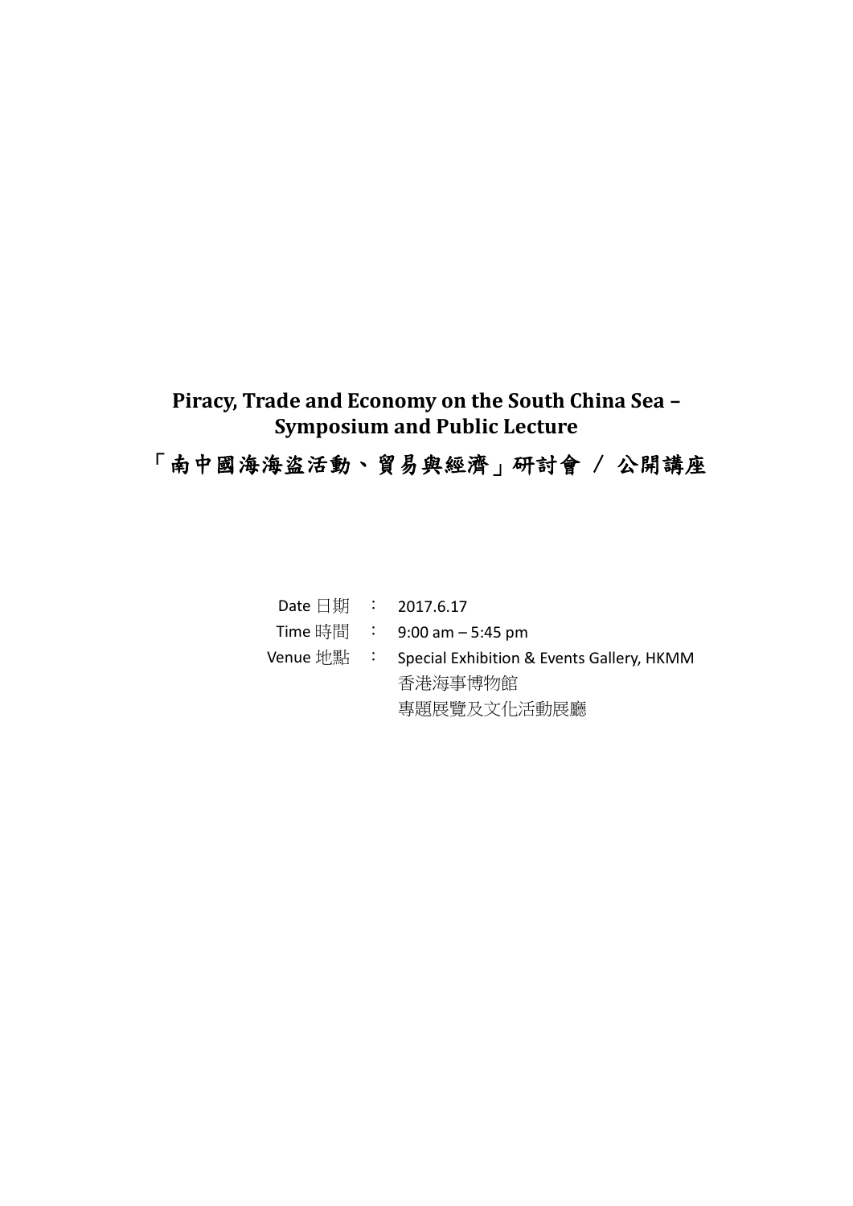# Piracy, Trade and Economy on the South China Sea – Symposium and Public Lecture

# 「南中國海海盜活動、貿易與經濟」研討會 / 公開講座

| | | |
|---|---|---|
| Date 日期 | ： | 2017.6.17 |
| Time 時間 | ： | 9:00 am – 5:45 pm |
| Venue 地點 | ： | Special Exhibition & Events Gallery, HKMM<br>香港海事博物館<br>專題展覽及文化活動展廳 |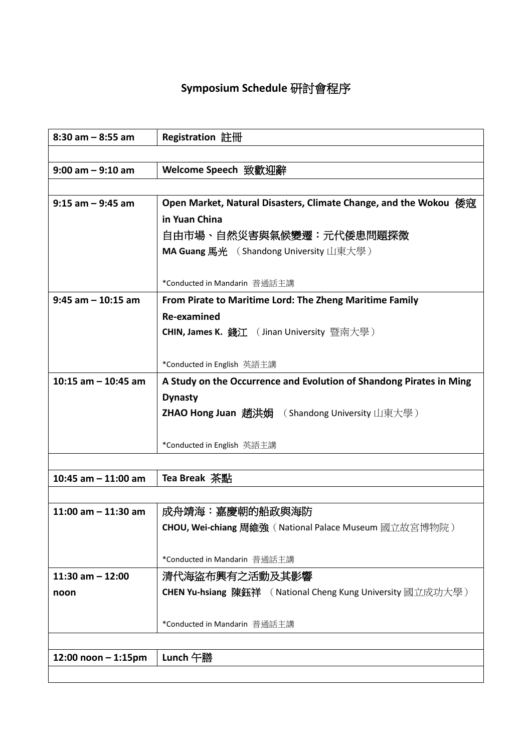# Symposium Schedule 研討會程序

| | |
|---|---|
| 8:30 am – 8:55 am | **Registration 註冊** |
| | |
| 9:00 am – 9:10 am | **Welcome Speech 致歡迎辭** |
| | |
| 9:15 am – 9:45 am | **Open Market, Natural Disasters, Climate Change, and the Wokou 倭寇 in Yuan China**<br>自由市場、自然災害與氣候變遷：元代倭患問題探微<br>**MA Guang 馬光** （Shandong University 山東大學）<br><br>*Conducted in Mandarin 普通話主講 |
| 9:45 am – 10:15 am | **From Pirate to Maritime Lord: The Zheng Maritime Family Re-examined**<br>**CHIN, James K. 錢江** （Jinan University 暨南大學）<br><br>*Conducted in English 英語主講 |
| 10:15 am – 10:45 am | **A Study on the Occurrence and Evolution of Shandong Pirates in Ming Dynasty**<br>**ZHAO Hong Juan 趙洪娟** （Shandong University 山東大學）<br><br>*Conducted in English 英語主講 |
| | |
| 10:45 am – 11:00 am | **Tea Break 茶點** |
| | |
| 11:00 am – 11:30 am | 成舟靖海：嘉慶朝的船政與海防<br>**CHOU, Wei-chiang 周維強**（National Palace Museum 國立故宮博物院）<br><br>*Conducted in Mandarin 普通話主講 |
| 11:30 am – 12:00 noon | 清代海盜布興有之活動及其影響<br>**CHEN Yu-hsiang 陳鈺祥** （National Cheng Kung University 國立成功大學）<br><br>*Conducted in Mandarin 普通話主講 |
| | |
| 12:00 noon – 1:15pm | **Lunch 午膳** |
| | |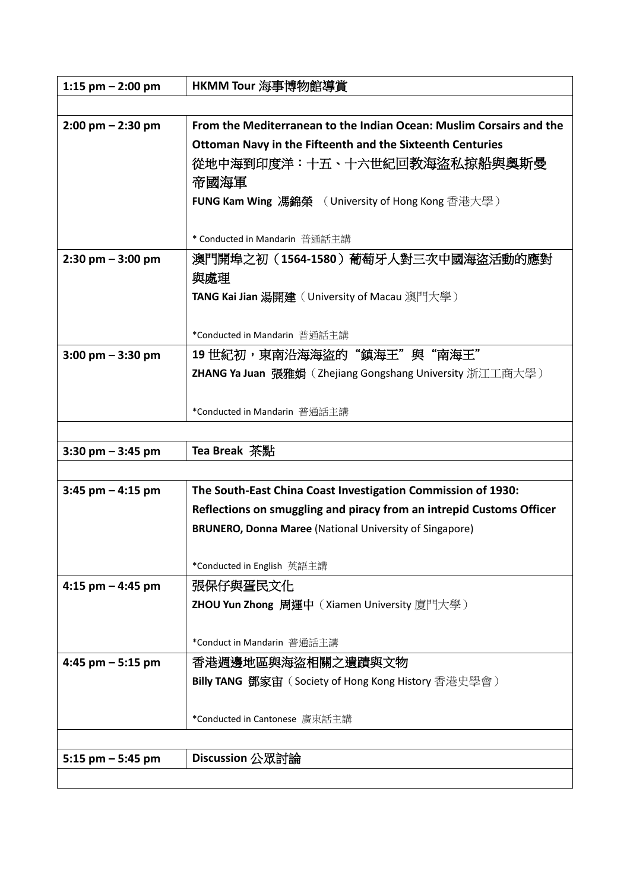| | |
|---|---|
| **1:15 pm – 2:00 pm** | **HKMM Tour 海事博物館導賞** |
| | |
| **2:00 pm – 2:30 pm** | **From the Mediterranean to the Indian Ocean: Muslim Corsairs and the Ottoman Navy in the Fifteenth and the Sixteenth Centuries** 從地中海到印度洋：十五、十六世紀回教海盜私掠船與奧斯曼帝國海軍 **FUNG Kam Wing 馮錦榮** （University of Hong Kong 香港大學） * Conducted in Mandarin 普通話主講 |
| **2:30 pm – 3:00 pm** | 澳門開埠之初（**1564-1580**）葡萄牙人對三次中國海盜活動的應對與處理 **TANG Kai Jian 湯開建**（University of Macau 澳門大學） *Conducted in Mandarin 普通話主講 |
| **3:00 pm – 3:30 pm** | **19** 世紀初，東南沿海海盜的"鎮海王"與"南海王" **ZHANG Ya Juan 張雅娟**（Zhejiang Gongshang University 浙江工商大學） *Conducted in Mandarin 普通話主講 |
| | |
| **3:30 pm – 3:45 pm** | **Tea Break 茶點** |
| | |
| **3:45 pm – 4:15 pm** | **The South-East China Coast Investigation Commission of 1930: Reflections on smuggling and piracy from an intrepid Customs Officer** **BRUNERO, Donna Maree** (National University of Singapore) *Conducted in English 英語主講 |
| **4:15 pm – 4:45 pm** | 張保仔與疍民文化 **ZHOU Yun Zhong 周運中**（Xiamen University 廈門大學） *Conduct in Mandarin 普通話主講 |
| **4:45 pm – 5:15 pm** | 香港週邊地區與海盜相關之遺蹟與文物 **Billy TANG 鄧家宙**（Society of Hong Kong History 香港史學會） *Conducted in Cantonese 廣東話主講 |
| | |
| **5:15 pm – 5:45 pm** | **Discussion 公眾討論** |